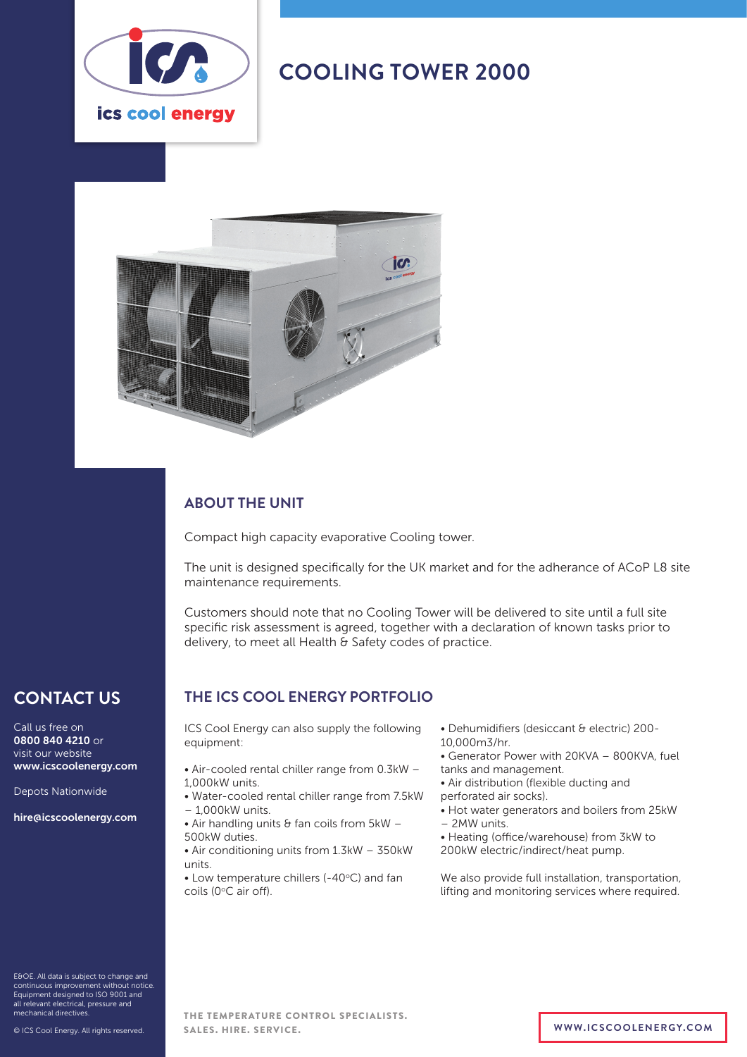ics cool energy

# COOLING TOWER 2000

## ABOUT THE UNIT

Compact high capacity evaporative Cooling tower.

The unit is designed specifically for the UK market and for the adherance of ACoP L8 site maintenance requirements.

Customers should note that no Cooling Tower will be delivered to site until a full site specific risk assessment is agreed, together with a declaration of known tasks prior to delivery, to meet all Health & Safety codes of practice.

## THE ICS COOL ENERGY PORTFOLIO

ICS Cool Energy can also supply the following equipment:

- Air-cooled rental chiller range from 0.3kW – 1,000kW units.
- Water-cooled rental chiller range from 7.5kW – 1,000kW units.
- Air handling units & fan coils from 5kW – 500kW duties.
- Air conditioning units from 1.3kW – 350kW units.
- Low temperature chillers (-40°C) and fan coils (0°C air off).
- Dehumidifiers (desiccant & electric) 200-10,000m3/hr.
- Generator Power with 20KVA – 800KVA, fuel tanks and management.
- Air distribution (flexible ducting and perforated air socks).
- Hot water generators and boilers from 25kW – 2MW units.
- Heating (office/warehouse) from 3kW to 200kW electric/indirect/heat pump.

We also provide full installation, transportation, lifting and monitoring services where required.

## CONTACT US

Call us free on **0800 840 4210** or visit our website **www.icscoolenergy.com**

Depots Nationwide

**hire@icscoolenergy.com**

E&OE. All data is subject to change and continuous improvement without notice. Equipment designed to ISO 9001 and all relevant electrical, pressure and mechanical directives.

© ICS Cool Energy. All rights reserved.

THE TEMPERATURE CONTROL SPECIALISTS.
SALES. HIRE. SERVICE.

WWW.ICSCOOLENERGY.COM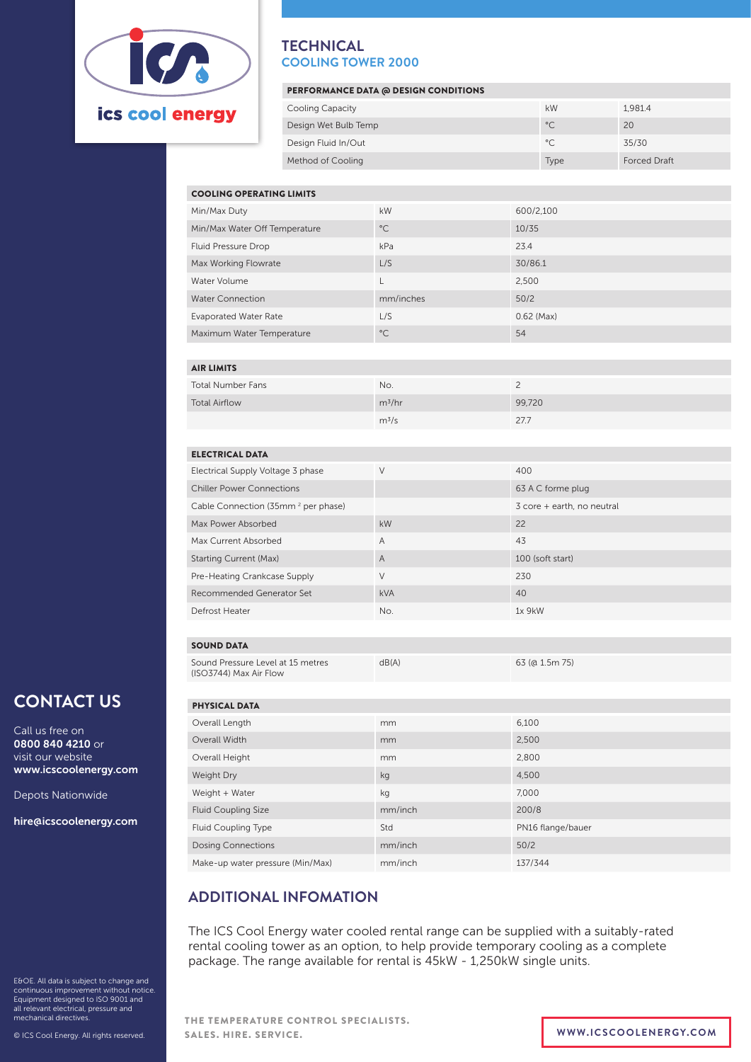ics cool energy

# TECHNICAL
## COOLING TOWER 2000

| PERFORMANCE DATA @ DESIGN CONDITIONS | | |
|---|---|---|
| Cooling Capacity | kW | 1,981.4 |
| Design Wet Bulb Temp | °C | 20 |
| Design Fluid In/Out | °C | 35/30 |
| Method of Cooling | Type | Forced Draft |

| COOLING OPERATING LIMITS | | |
|---|---|---|
| Min/Max Duty | kW | 600/2,100 |
| Min/Max Water Off Temperature | °C | 10/35 |
| Fluid Pressure Drop | kPa | 23.4 |
| Max Working Flowrate | L/S | 30/86.1 |
| Water Volume | L | 2,500 |
| Water Connection | mm/inches | 50/2 |
| Evaporated Water Rate | L/S | 0.62 (Max) |
| Maximum Water Temperature | °C | 54 |

| AIR LIMITS | | |
|---|---|---|
| Total Number Fans | No. | 2 |
| Total Airflow | $m^3$/hr | 99,720 |
| | $m^3$/s | 27.7 |

| ELECTRICAL DATA | | |
|---|---|---|
| Electrical Supply Voltage 3 phase | V | 400 |
| Chiller Power Connections | | 63 A C forme plug |
| Cable Connection (35mm $^2$ per phase) | | 3 core + earth, no neutral |
| Max Power Absorbed | kW | 22 |
| Max Current Absorbed | A | 43 |
| Starting Current (Max) | A | 100 (soft start) |
| Pre-Heating Crankcase Supply | V | 230 |
| Recommended Generator Set | kVA | 40 |
| Defrost Heater | No. | 1x 9kW |

| SOUND DATA | | |
|---|---|---|
| Sound Pressure Level at 15 metres (ISO3744) Max Air Flow | dB(A) | 63 (@ 1.5m 75) |

| PHYSICAL DATA | | |
|---|---|---|
| Overall Length | mm | 6,100 |
| Overall Width | mm | 2,500 |
| Overall Height | mm | 2,800 |
| Weight Dry | kg | 4,500 |
| Weight + Water | kg | 7,000 |
| Fluid Coupling Size | mm/inch | 200/8 |
| Fluid Coupling Type | Std | PN16 flange/bauer |
| Dosing Connections | mm/inch | 50/2 |
| Make-up water pressure (Min/Max) | mm/inch | 137/344 |

## ADDITIONAL INFOMATION

The ICS Cool Energy water cooled rental range can be supplied with a suitably-rated rental cooling tower as an option, to help provide temporary cooling as a complete package. The range available for rental is 45kW - 1,250kW single units.

## CONTACT US

Call us free on **0800 840 4210** or visit our website **www.icscoolenergy.com**

Depots Nationwide

**hire@icscoolenergy.com**

E&OE. All data is subject to change and continuous improvement without notice. Equipment designed to ISO 9001 and all relevant electrical, pressure and mechanical directives.

© ICS Cool Energy. All rights reserved.

THE TEMPERATURE CONTROL SPECIALISTS.
SALES. HIRE. SERVICE.

WWW.ICSCOOLENERGY.COM